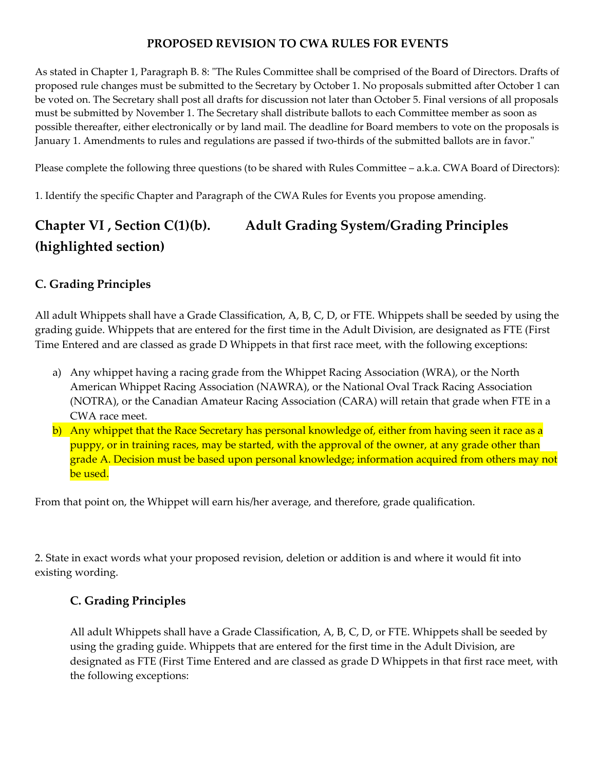# PROPOSED REVISION TO CWA RULES FOR EVENTS

As stated in Chapter 1, Paragraph B. 8: "The Rules Committee shall be comprised of the Board of Directors. Drafts of proposed rule changes must be submitted to the Secretary by October 1. No proposals submitted after October 1 can be voted on. The Secretary shall post all drafts for discussion not later than October 5. Final versions of all proposals must be submitted by November 1. The Secretary shall distribute ballots to each Committee member as soon as possible thereafter, either electronically or by land mail. The deadline for Board members to vote on the proposals is January 1. Amendments to rules and regulations are passed if two-thirds of the submitted ballots are in favor."

Please complete the following three questions (to be shared with Rules Committee – a.k.a. CWA Board of Directors):

1. Identify the specific Chapter and Paragraph of the CWA Rules for Events you propose amending.

## Chapter VI , Section C(1)(b). Adult Grading System/Grading Principles (highlighted section)

### C. Grading Principles

All adult Whippets shall have a Grade Classification, A, B, C, D, or FTE. Whippets shall be seeded by using the grading guide. Whippets that are entered for the first time in the Adult Division, are designated as FTE (First Time Entered and are classed as grade D Whippets in that first race meet, with the following exceptions:

a) Any whippet having a racing grade from the Whippet Racing Association (WRA), or the North American Whippet Racing Association (NAWRA), or the National Oval Track Racing Association (NOTRA), or the Canadian Amateur Racing Association (CARA) will retain that grade when FTE in a CWA race meet.

b) Any whippet that the Race Secretary has personal knowledge of, either from having seen it race as a puppy, or in training races, may be started, with the approval of the owner, at any grade other than grade A. Decision must be based upon personal knowledge; information acquired from others may not be used.

From that point on, the Whippet will earn his/her average, and therefore, grade qualification.

2. State in exact words what your proposed revision, deletion or addition is and where it would fit into existing wording.

### C. Grading Principles

All adult Whippets shall have a Grade Classification, A, B, C, D, or FTE. Whippets shall be seeded by using the grading guide. Whippets that are entered for the first time in the Adult Division, are designated as FTE (First Time Entered and are classed as grade D Whippets in that first race meet, with the following exceptions: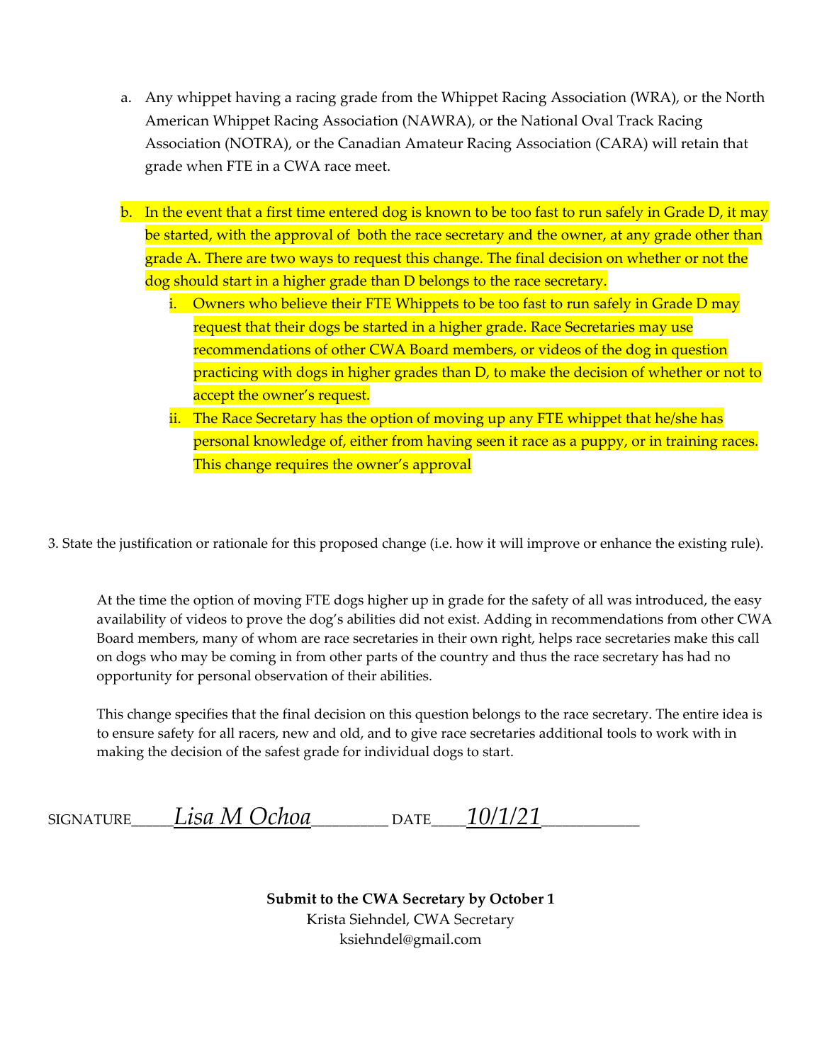a. Any whippet having a racing grade from the Whippet Racing Association (WRA), or the North American Whippet Racing Association (NAWRA), or the National Oval Track Racing Association (NOTRA), or the Canadian Amateur Racing Association (CARA) will retain that grade when FTE in a CWA race meet.

b. In the event that a first time entered dog is known to be too fast to run safely in Grade D, it may be started, with the approval of both the race secretary and the owner, at any grade other than grade A. There are two ways to request this change. The final decision on whether or not the dog should start in a higher grade than D belongs to the race secretary.
   i. Owners who believe their FTE Whippets to be too fast to run safely in Grade D may request that their dogs be started in a higher grade. Race Secretaries may use recommendations of other CWA Board members, or videos of the dog in question practicing with dogs in higher grades than D, to make the decision of whether or not to accept the owner's request.
   ii. The Race Secretary has the option of moving up any FTE whippet that he/she has personal knowledge of, either from having seen it race as a puppy, or in training races. This change requires the owner's approval

3. State the justification or rationale for this proposed change (i.e. how it will improve or enhance the existing rule).

At the time the option of moving FTE dogs higher up in grade for the safety of all was introduced, the easy availability of videos to prove the dog's abilities did not exist. Adding in recommendations from other CWA Board members, many of whom are race secretaries in their own right, helps race secretaries make this call on dogs who may be coming in from other parts of the country and thus the race secretary has had no opportunity for personal observation of their abilities.

This change specifies that the final decision on this question belongs to the race secretary. The entire idea is to ensure safety for all racers, new and old, and to give race secretaries additional tools to work with in making the decision of the safest grade for individual dogs to start.

SIGNATURE *Lisa M Ochoa* DATE *10/1/21*

**Submit to the CWA Secretary by October 1**
Krista Siehndel, CWA Secretary
ksiehndel@gmail.com